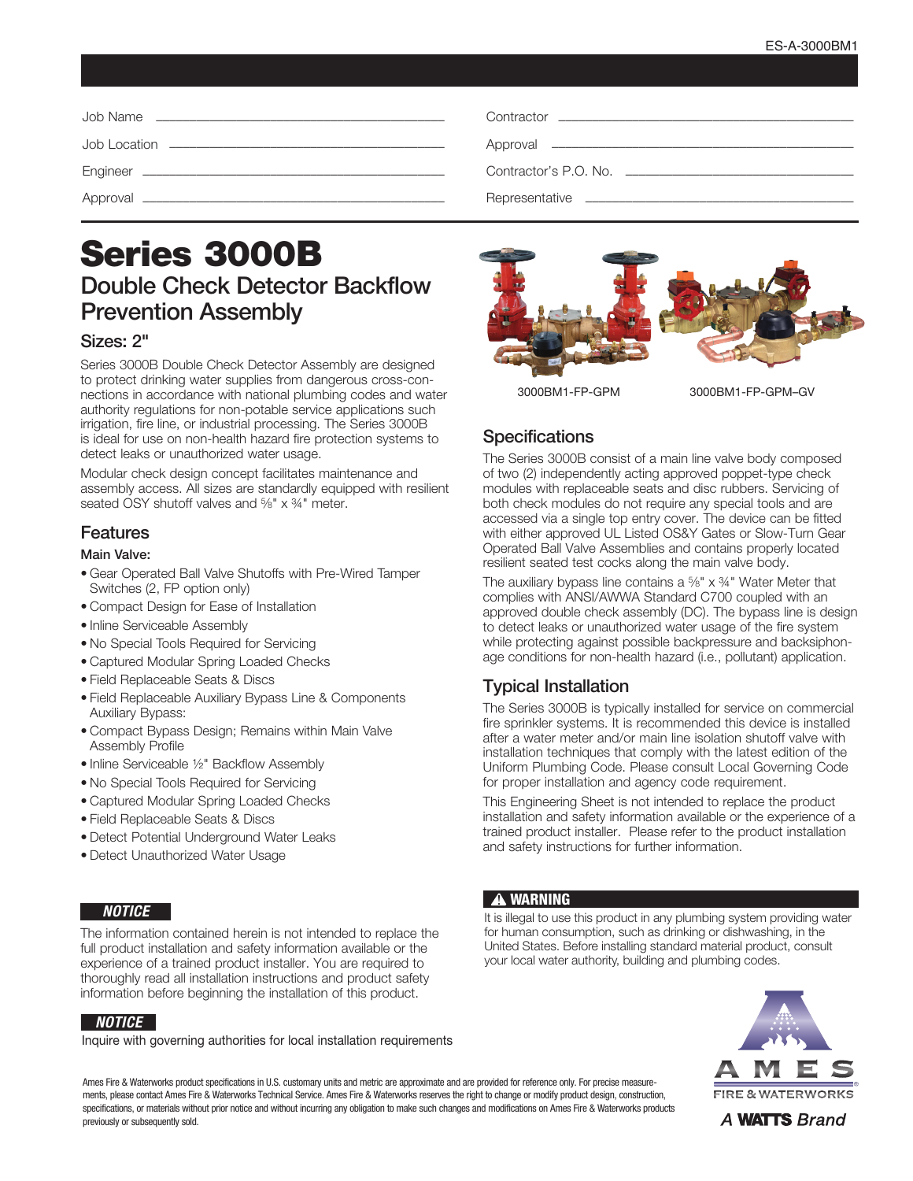ES-A-3000BM1

| Job Name | Contractor |
| --- | --- |
| Job Location | Approval |
| Engineer | Contractor's P.O. No. |
| Approval | Representative |

# Series 3000B

## Double Check Detector Backflow Prevention Assembly

### Sizes: 2"

Series 3000B Double Check Detector Assembly are designed to protect drinking water supplies from dangerous cross-connections in accordance with national plumbing codes and water authority regulations for non-potable service applications such irrigation, fire line, or industrial processing. The Series 3000B is ideal for use on non-health hazard fire protection systems to detect leaks or unauthorized water usage.

Modular check design concept facilitates maintenance and assembly access. All sizes are standardly equipped with resilient seated OSY shutoff valves and ⅝" x ¾" meter.

## Features

**Main Valve:**

- Gear Operated Ball Valve Shutoffs with Pre-Wired Tamper Switches (2, FP option only)
- Compact Design for Ease of Installation
- Inline Serviceable Assembly
- No Special Tools Required for Servicing
- Captured Modular Spring Loaded Checks
- Field Replaceable Seats & Discs
- Field Replaceable Auxiliary Bypass Line & Components

Auxiliary Bypass:

- Compact Bypass Design; Remains within Main Valve Assembly Profile
- Inline Serviceable ½" Backflow Assembly
- No Special Tools Required for Servicing
- Captured Modular Spring Loaded Checks
- Field Replaceable Seats & Discs
- Detect Potential Underground Water Leaks
- Detect Unauthorized Water Usage

***NOTICE***

The information contained herein is not intended to replace the full product installation and safety information available or the experience of a trained product installer. You are required to thoroughly read all installation instructions and product safety information before beginning the installation of this product.

***NOTICE***

Inquire with governing authorities for local installation requirements

3000BM1-FP-GPM 3000BM1-FP-GPM–GV

## Specifications

The Series 3000B consist of a main line valve body composed of two (2) independently acting approved poppet-type check modules with replaceable seats and disc rubbers. Servicing of both check modules do not require any special tools and are accessed via a single top entry cover. The device can be fitted with either approved UL Listed OS&Y Gates or Slow-Turn Gear Operated Ball Valve Assemblies and contains properly located resilient seated test cocks along the main valve body.

The auxiliary bypass line contains a ⅝" x ¾" Water Meter that complies with ANSI/AWWA Standard C700 coupled with an approved double check assembly (DC). The bypass line is design to detect leaks or unauthorized water usage of the fire system while protecting against possible backpressure and backsiphonage conditions for non-health hazard (i.e., pollutant) application.

## Typical Installation

The Series 3000B is typically installed for service on commercial fire sprinkler systems. It is recommended this device is installed after a water meter and/or main line isolation shutoff valve with installation techniques that comply with the latest edition of the Uniform Plumbing Code. Please consult Local Governing Code for proper installation and agency code requirement.

This Engineering Sheet is not intended to replace the product installation and safety information available or the experience of a trained product installer. Please refer to the product installation and safety instructions for further information.

**⚠ WARNING**

It is illegal to use this product in any plumbing system providing water for human consumption, such as drinking or dishwashing, in the United States. Before installing standard material product, consult your local water authority, building and plumbing codes.

Ames Fire & Waterworks product specifications in U.S. customary units and metric are approximate and are provided for reference only. For precise measurements, please contact Ames Fire & Waterworks Technical Service. Ames Fire & Waterworks reserves the right to change or modify product design, construction, specifications, or materials without prior notice and without incurring any obligation to make such changes and modifications on Ames Fire & Waterworks products previously or subsequently sold.

AMES FIRE & WATERWORKS
A WATTS Brand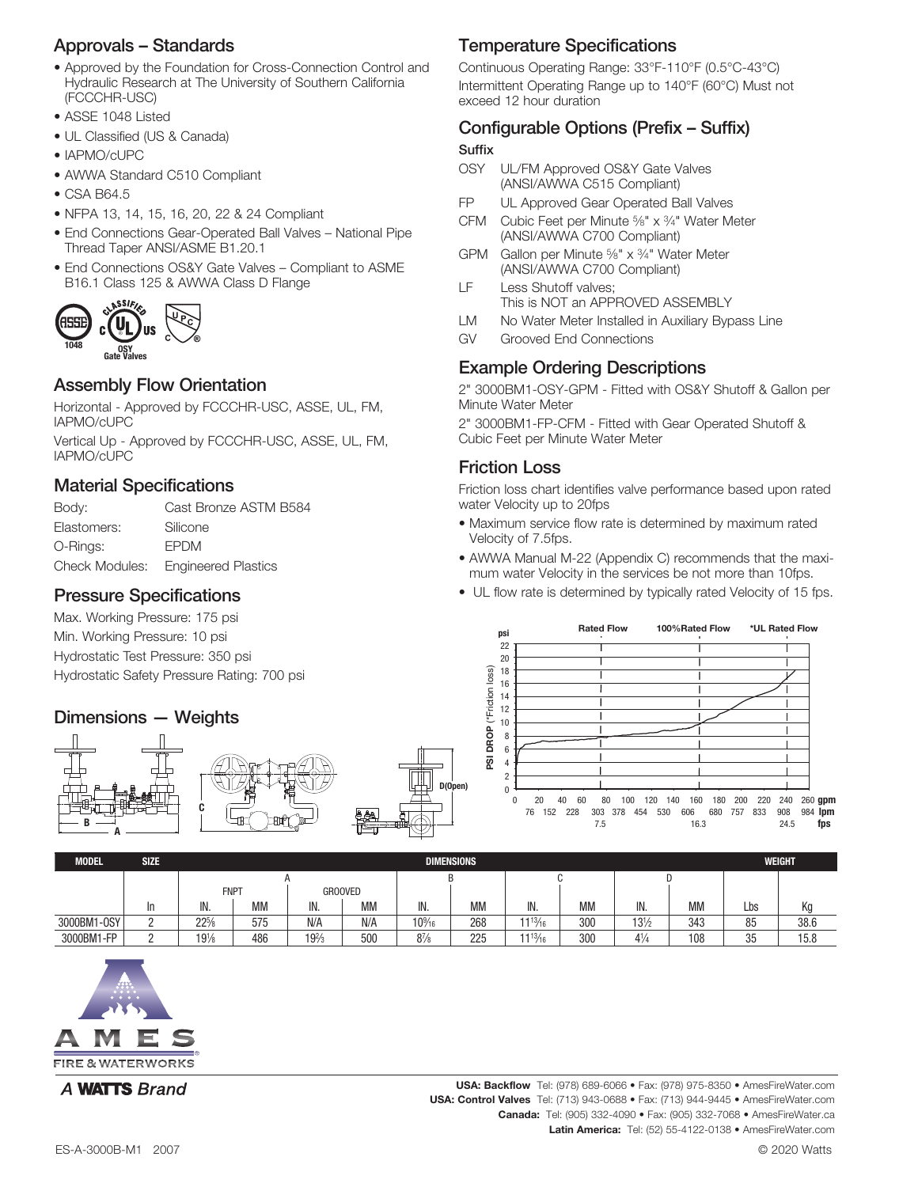## Approvals – Standards

- Approved by the Foundation for Cross-Connection Control and Hydraulic Research at The University of Southern California (FCCCHR-USC)
- ASSE 1048 Listed
- UL Classified (US & Canada)
- IAPMO/cUPC
- AWWA Standard C510 Compliant
- CSA B64.5
- NFPA 13, 14, 15, 16, 20, 22 & 24 Compliant
- End Connections Gear-Operated Ball Valves – National Pipe Thread Taper ANSI/ASME B1.20.1
- End Connections OS&Y Gate Valves – Compliant to ASME B16.1 Class 125 & AWWA Class D Flange

ASSE 1048 CLASSIFIED c UL US OSY Gate Valves UPC c ®

## Assembly Flow Orientation

Horizontal - Approved by FCCCHR-USC, ASSE, UL, FM, IAPMO/cUPC

Vertical Up - Approved by FCCCHR-USC, ASSE, UL, FM, IAPMO/cUPC

## Material Specifications

| | |
|---|---|
| Body: | Cast Bronze ASTM B584 |
| Elastomers: | Silicone |
| O-Rings: | EPDM |
| Check Modules: | Engineered Plastics |

## Pressure Specifications

Max. Working Pressure: 175 psi

Min. Working Pressure: 10 psi

Hydrostatic Test Pressure: 350 psi

Hydrostatic Safety Pressure Rating: 700 psi

## Temperature Specifications

Continuous Operating Range: 33°F-110°F (0.5°C-43°C)

Intermittent Operating Range up to 140°F (60°C) Must not exceed 12 hour duration

## Configurable Options (Prefix – Suffix)

**Suffix**

| | |
|---|---|
| OSY | UL/FM Approved OS&Y Gate Valves (ANSI/AWWA C515 Compliant) |
| FP | UL Approved Gear Operated Ball Valves |
| CFM | Cubic Feet per Minute ⅝" x ¾" Water Meter (ANSI/AWWA C700 Compliant) |
| GPM | Gallon per Minute ⅝" x ¾" Water Meter (ANSI/AWWA C700 Compliant) |
| LF | Less Shutoff valves; This is NOT an APPROVED ASSEMBLY |
| LM | No Water Meter Installed in Auxiliary Bypass Line |
| GV | Grooved End Connections |

## Example Ordering Descriptions

2" 3000BM1-OSY-GPM - Fitted with OS&Y Shutoff & Gallon per Minute Water Meter

2" 3000BM1-FP-CFM - Fitted with Gear Operated Shutoff & Cubic Feet per Minute Water Meter

## Friction Loss

Friction loss chart identifies valve performance based upon rated water Velocity up to 20fps

- Maximum service flow rate is determined by maximum rated Velocity of 7.5fps.
- AWWA Manual M-22 (Appendix C) recommends that the maximum water Velocity in the services be not more than 10fps.
- UL flow rate is determined by typically rated Velocity of 15 fps.

Rated Flow | 100%Rated Flow | *UL Rated Flow

psi

PSI DROP (*Friction loss)

0 2 4 6 8 10 12 14 16 18 20 22

0 20 40 60 80 100 120 140 160 180 200 220 240 260 gpm

76 152 228 303 378 454 530 606 680 757 833 908 984 lpm

7.5 16.3 24.5 fps

## Dimensions — Weights

B A C D(Open)

| MODEL | SIZE | DIMENSIONS | | | | | | | | | | WEIGHT | |
|---|---|---|---|---|---|---|---|---|---|---|---|---|---|
| | | A | | | | B | | C | | D | | | |
| | | FNPT | | GROOVED | | | | | | | | | |
| | In | IN. | MM | IN. | MM | IN. | MM | IN. | MM | IN. | MM | Lbs | Kg |
| 3000BM1-OSY | 2 | 22⅝ | 575 | N/A | N/A | 10⁹⁄₁₆ | 268 | 11¹³⁄₁₆ | 300 | 13½ | 343 | 85 | 38.6 |
| 3000BM1-FP | 2 | 19⅛ | 486 | 19⅔ | 500 | 8⅞ | 225 | 11¹³⁄₁₆ | 300 | 4¼ | 108 | 35 | 15.8 |

AMES FIRE & WATERWORKS

*A* **WATTS** *Brand*

**USA: Backflow** Tel: (978) 689-6066 • Fax: (978) 975-8350 • AmesFireWater.com
**USA: Control Valves** Tel: (713) 943-0688 • Fax: (713) 944-9445 • AmesFireWater.com
**Canada:** Tel: (905) 332-4090 • Fax: (905) 332-7068 • AmesFireWater.ca
**Latin America:** Tel: (52) 55-4122-0138 • AmesFireWater.com

ES-A-3000B-M1 2007

© 2020 Watts